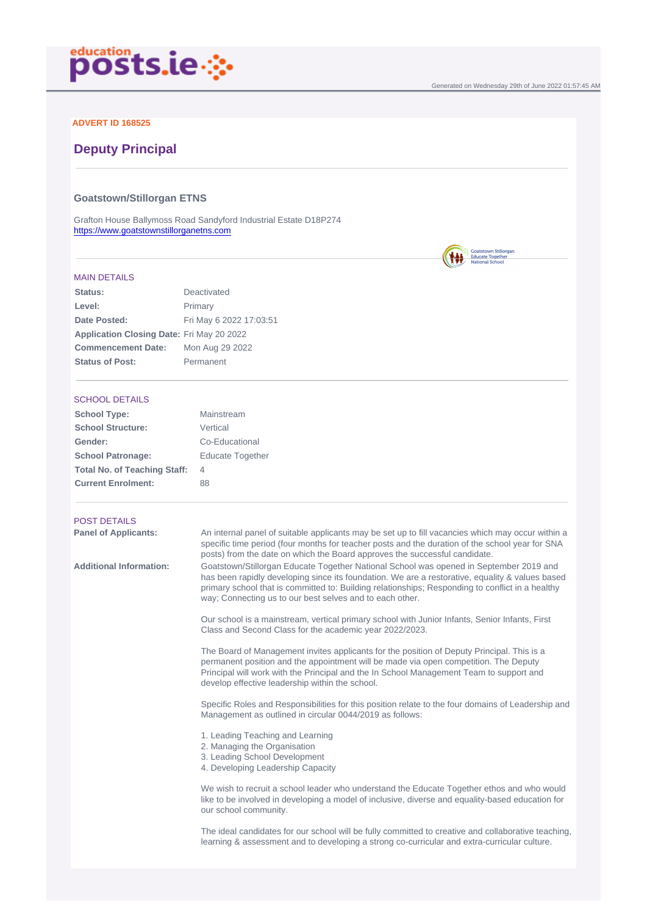ADVERT ID 168525

# Deputy Principal

## Goatstown/Stillorgan ETNS

Grafton House Ballymoss Road Sandyford Industrial Estate D18P274
https://www.goatstownstillorganetns.com

### MAIN DETAILS

| | |
|---|---|
| **Status:** | Deactivated |
| **Level:** | Primary |
| **Date Posted:** | Fri May 6 2022 17:03:51 |
| **Application Closing Date:** | Fri May 20 2022 |
| **Commencement Date:** | Mon Aug 29 2022 |
| **Status of Post:** | Permanent |

### SCHOOL DETAILS

| | |
|---|---|
| **School Type:** | Mainstream |
| **School Structure:** | Vertical |
| **Gender:** | Co-Educational |
| **School Patronage:** | Educate Together |
| **Total No. of Teaching Staff:** | 4 |
| **Current Enrolment:** | 88 |

### POST DETAILS

**Panel of Applicants:**

An internal panel of suitable applicants may be set up to fill vacancies which may occur within a specific time period (four months for teacher posts and the duration of the school year for SNA posts) from the date on which the Board approves the successful candidate.

**Additional Information:**

Goatstown/Stillorgan Educate Together National School was opened in September 2019 and has been rapidly developing since its foundation. We are a restorative, equality & values based primary school that is committed to: Building relationships; Responding to conflict in a healthy way; Connecting us to our best selves and to each other.

Our school is a mainstream, vertical primary school with Junior Infants, Senior Infants, First Class and Second Class for the academic year 2022/2023.

The Board of Management invites applicants for the position of Deputy Principal. This is a permanent position and the appointment will be made via open competition. The Deputy Principal will work with the Principal and the In School Management Team to support and develop effective leadership within the school.

Specific Roles and Responsibilities for this position relate to the four domains of Leadership and Management as outlined in circular 0044/2019 as follows:

1. Leading Teaching and Learning
2. Managing the Organisation
3. Leading School Development
4. Developing Leadership Capacity

We wish to recruit a school leader who understand the Educate Together ethos and who would like to be involved in developing a model of inclusive, diverse and equality-based education for our school community.

The ideal candidates for our school will be fully committed to creative and collaborative teaching, learning & assessment and to developing a strong co-curricular and extra-curricular culture.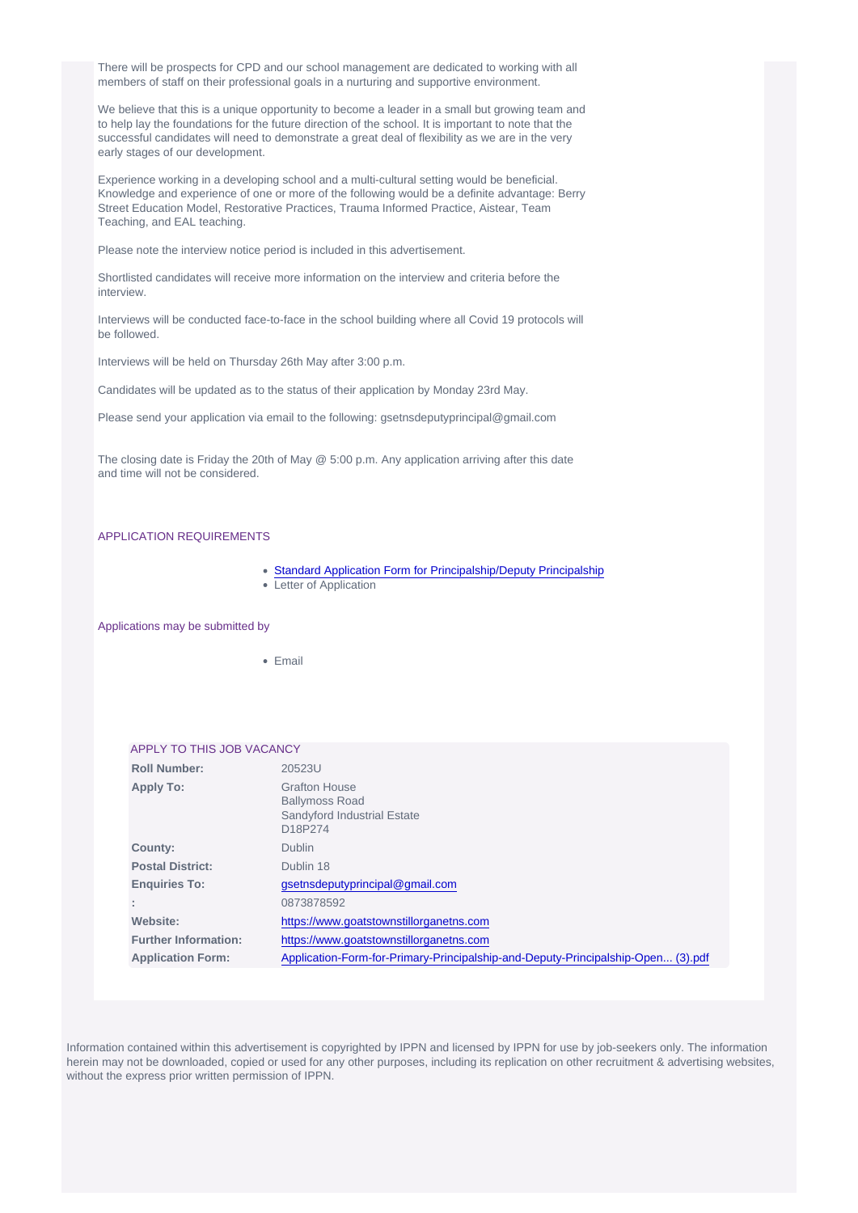There will be prospects for CPD and our school management are dedicated to working with all members of staff on their professional goals in a nurturing and supportive environment.

We believe that this is a unique opportunity to become a leader in a small but growing team and to help lay the foundations for the future direction of the school. It is important to note that the successful candidates will need to demonstrate a great deal of flexibility as we are in the very early stages of our development.

Experience working in a developing school and a multi-cultural setting would be beneficial. Knowledge and experience of one or more of the following would be a definite advantage: Berry Street Education Model, Restorative Practices, Trauma Informed Practice, Aistear, Team Teaching, and EAL teaching.

Please note the interview notice period is included in this advertisement.

Shortlisted candidates will receive more information on the interview and criteria before the interview.

Interviews will be conducted face-to-face in the school building where all Covid 19 protocols will be followed.

Interviews will be held on Thursday 26th May after 3:00 p.m.

Candidates will be updated as to the status of their application by Monday 23rd May.

Please send your application via email to the following: gsetnsdeputyprincipal@gmail.com

The closing date is Friday the 20th of May @ 5:00 p.m. Any application arriving after this date and time will not be considered.

### APPLICATION REQUIREMENTS

- Standard Application Form for Principalship/Deputy Principalship
- Letter of Application

### Applications may be submitted by

- Email

### APPLY TO THIS JOB VACANCY

| | |
|---|---|
| **Roll Number:** | 20523U |
| **Apply To:** | Grafton House<br>Ballymoss Road<br>Sandyford Industrial Estate<br>D18P274 |
| **County:** | Dublin |
| **Postal District:** | Dublin 18 |
| **Enquiries To:** | gsetnsdeputyprincipal@gmail.com |
| **:** | 0873878592 |
| **Website:** | https://www.goatstownstillorganetns.com |
| **Further Information:** | https://www.goatstownstillorganetns.com |
| **Application Form:** | Application-Form-for-Primary-Principalship-and-Deputy-Principalship-Open... (3).pdf |

Information contained within this advertisement is copyrighted by IPPN and licensed by IPPN for use by job-seekers only. The information herein may not be downloaded, copied or used for any other purposes, including its replication on other recruitment & advertising websites, without the express prior written permission of IPPN.